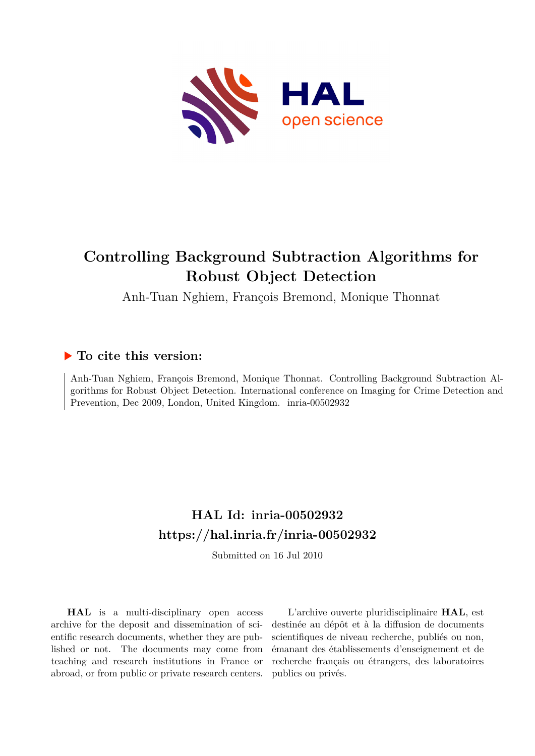# Controlling Background Subtraction Algorithms for Robust Object Detection

Anh-Tuan Nghiem, François Bremond, Monique Thonnat

## ▶ To cite this version:

Anh-Tuan Nghiem, François Bremond, Monique Thonnat. Controlling Background Subtraction Algorithms for Robust Object Detection. International conference on Imaging for Crime Detection and Prevention, Dec 2009, London, United Kingdom. inria-00502932

## HAL Id: inria-00502932

## https://hal.inria.fr/inria-00502932

Submitted on 16 Jul 2010

**HAL** is a multi-disciplinary open access archive for the deposit and dissemination of scientific research documents, whether they are published or not. The documents may come from teaching and research institutions in France or abroad, or from public or private research centers.

L'archive ouverte pluridisciplinaire **HAL**, est destinée au dépôt et à la diffusion de documents scientifiques de niveau recherche, publiés ou non, émanant des établissements d'enseignement et de recherche français ou étrangers, des laboratoires publics ou privés.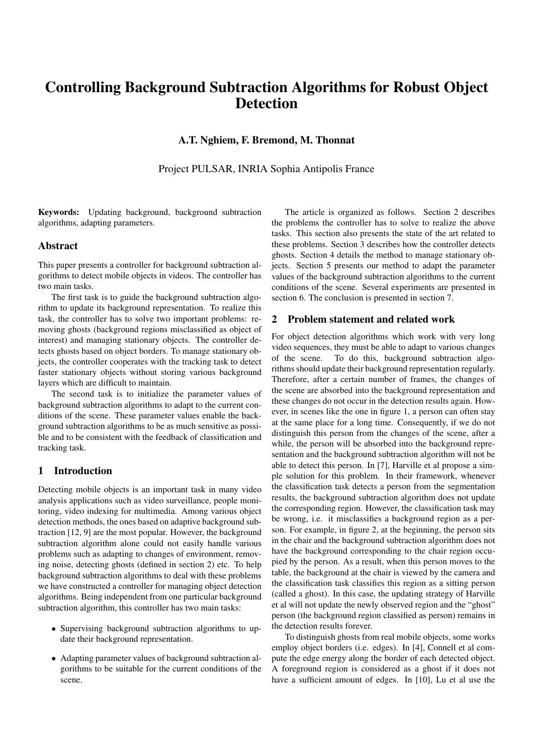# Controlling Background Subtraction Algorithms for Robust Object Detection

**A.T. Nghiem, F. Bremond, M. Thonnat**

Project PULSAR, INRIA Sophia Antipolis France

**Keywords:** Updating background, background subtraction algorithms, adapting parameters.

## Abstract

This paper presents a controller for background subtraction algorithms to detect mobile objects in videos. The controller has two main tasks.

The first task is to guide the background subtraction algorithm to update its background representation. To realize this task, the controller has to solve two important problems: removing ghosts (background regions misclassified as object of interest) and managing stationary objects. The controller detects ghosts based on object borders. To manage stationary objects, the controller cooperates with the tracking task to detect faster stationary objects without storing various background layers which are difficult to maintain.

The second task is to initialize the parameter values of background subtraction algorithms to adapt to the current conditions of the scene. These parameter values enable the background subtraction algorithms to be as much sensitive as possible and to be consistent with the feedback of classification and tracking task.

## 1 Introduction

Detecting mobile objects is an important task in many video analysis applications such as video surveillance, people monitoring, video indexing for multimedia. Among various object detection methods, the ones based on adaptive background subtraction [12, 9] are the most popular. However, the background subtraction algorithm alone could not easily handle various problems such as adapting to changes of environment, removing noise, detecting ghosts (defined in section 2) etc. To help background subtraction algorithms to deal with these problems we have constructed a controller for managing object detection algorithms. Being independent from one particular background subtraction algorithm, this controller has two main tasks:

- Supervising background subtraction algorithms to update their background representation.
- Adapting parameter values of background subtraction algorithms to be suitable for the current conditions of the scene.

The article is organized as follows. Section 2 describes the problems the controller has to solve to realize the above tasks. This section also presents the state of the art related to these problems. Section 3 describes how the controller detects ghosts. Section 4 details the method to manage stationary objects. Section 5 presents our method to adapt the parameter values of the background subtraction algorithms to the current conditions of the scene. Several experiments are presented in section 6. The conclusion is presented in section 7.

## 2 Problem statement and related work

For object detection algorithms which work with very long video sequences, they must be able to adapt to various changes of the scene. To do this, background subtraction algorithms should update their background representation regularly. Therefore, after a certain number of frames, the changes of the scene are absorbed into the background representation and these changes do not occur in the detection results again. However, in scenes like the one in figure 1, a person can often stay at the same place for a long time. Consequently, if we do not distinguish this person from the changes of the scene, after a while, the person will be absorbed into the background representation and the background subtraction algorithm will not be able to detect this person. In [7], Harville et al propose a simple solution for this problem. In their framework, whenever the classification task detects a person from the segmentation results, the background subtraction algorithm does not update the corresponding region. However, the classification task may be wrong, i.e. it misclassifies a background region as a person. For example, in figure 2, at the beginning, the person sits in the chair and the background subtraction algorithm does not have the background corresponding to the chair region occupied by the person. As a result, when this person moves to the table, the background at the chair is viewed by the camera and the classification task classifies this region as a sitting person (called a ghost). In this case, the updating strategy of Harville et al will not update the newly observed region and the "ghost" person (the background region classified as person) remains in the detection results forever.

To distinguish ghosts from real mobile objects, some works employ object borders (i.e. edges). In [4], Connell et al compute the edge energy along the border of each detected object. A foreground region is considered as a ghost if it does not have a sufficient amount of edges. In [10], Lu et al use the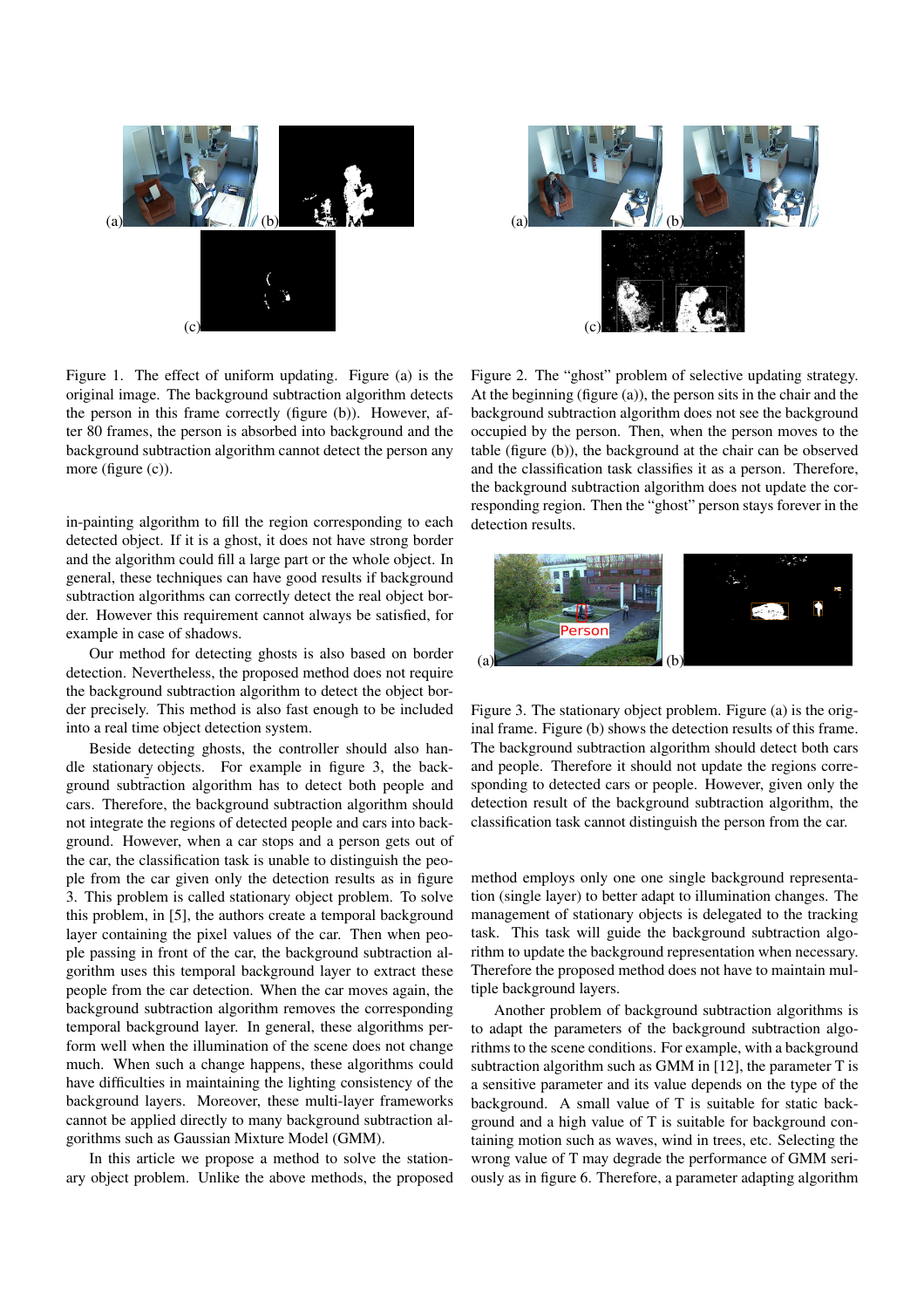Figure 1. The effect of uniform updating. Figure (a) is the original image. The background subtraction algorithm detects the person in this frame correctly (figure (b)). However, after 80 frames, the person is absorbed into background and the background subtraction algorithm cannot detect the person any more (figure (c)).

Figure 2. The “ghost” problem of selective updating strategy. At the beginning (figure (a)), the person sits in the chair and the background subtraction algorithm does not see the background occupied by the person. Then, when the person moves to the table (figure (b)), the background at the chair can be observed and the classification task classifies it as a person. Therefore, the background subtraction algorithm does not update the corresponding region. Then the “ghost” person stays forever in the detection results.

in-painting algorithm to fill the region corresponding to each detected object. If it is a ghost, it does not have strong border and the algorithm could fill a large part or the whole object. In general, these techniques can have good results if background subtraction algorithms can correctly detect the real object border. However this requirement cannot always be satisfied, for example in case of shadows.

Our method for detecting ghosts is also based on border detection. Nevertheless, the proposed method does not require the background subtraction algorithm to detect the object border precisely. This method is also fast enough to be included into a real time object detection system.

Beside detecting ghosts, the controller should also handle stationary objects. For example in figure 3, the background subtraction algorithm has to detect both people and cars. Therefore, the background subtraction algorithm should not integrate the regions of detected people and cars into background. However, when a car stops and a person gets out of the car, the classification task is unable to distinguish the people from the car given only the detection results as in figure 3. This problem is called stationary object problem. To solve this problem, in [5], the authors create a temporal background layer containing the pixel values of the car. Then when people passing in front of the car, the background subtraction algorithm uses this temporal background layer to extract these people from the car detection. When the car moves again, the background subtraction algorithm removes the corresponding temporal background layer. In general, these algorithms perform well when the illumination of the scene does not change much. When such a change happens, these algorithms could have difficulties in maintaining the lighting consistency of the background layers. Moreover, these multi-layer frameworks cannot be applied directly to many background subtraction algorithms such as Gaussian Mixture Model (GMM).

In this article we propose a method to solve the stationary object problem. Unlike the above methods, the proposed

Figure 3. The stationary object problem. Figure (a) is the original frame. Figure (b) shows the detection results of this frame. The background subtraction algorithm should detect both cars and people. Therefore it should not update the regions corresponding to detected cars or people. However, given only the detection result of the background subtraction algorithm, the classification task cannot distinguish the person from the car.

method employs only one one single background representation (single layer) to better adapt to illumination changes. The management of stationary objects is delegated to the tracking task. This task will guide the background subtraction algorithm to update the background representation when necessary. Therefore the proposed method does not have to maintain multiple background layers.

Another problem of background subtraction algorithms is to adapt the parameters of the background subtraction algorithms to the scene conditions. For example, with a background subtraction algorithm such as GMM in [12], the parameter T is a sensitive parameter and its value depends on the type of the background. A small value of T is suitable for static background and a high value of T is suitable for background containing motion such as waves, wind in trees, etc. Selecting the wrong value of T may degrade the performance of GMM seriously as in figure 6. Therefore, a parameter adapting algorithm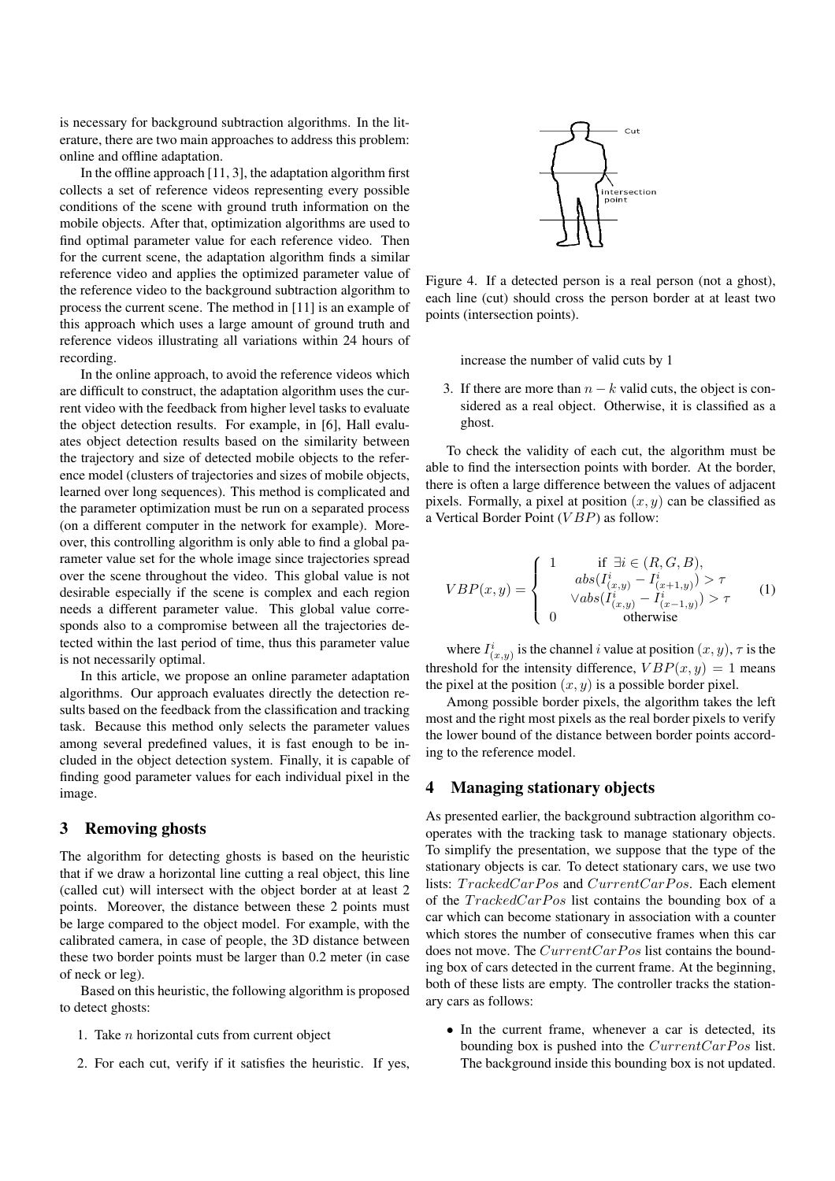is necessary for background subtraction algorithms. In the literature, there are two main approaches to address this problem: online and offline adaptation.

In the offline approach [11, 3], the adaptation algorithm first collects a set of reference videos representing every possible conditions of the scene with ground truth information on the mobile objects. After that, optimization algorithms are used to find optimal parameter value for each reference video. Then for the current scene, the adaptation algorithm finds a similar reference video and applies the optimized parameter value of the reference video to the background subtraction algorithm to process the current scene. The method in [11] is an example of this approach which uses a large amount of ground truth and reference videos illustrating all variations within 24 hours of recording.

In the online approach, to avoid the reference videos which are difficult to construct, the adaptation algorithm uses the current video with the feedback from higher level tasks to evaluate the object detection results. For example, in [6], Hall evaluates object detection results based on the similarity between the trajectory and size of detected mobile objects to the reference model (clusters of trajectories and sizes of mobile objects, learned over long sequences). This method is complicated and the parameter optimization must be run on a separated process (on a different computer in the network for example). Moreover, this controlling algorithm is only able to find a global parameter value set for the whole image since trajectories spread over the scene throughout the video. This global value is not desirable especially if the scene is complex and each region needs a different parameter value. This global value corresponds also to a compromise between all the trajectories detected within the last period of time, thus this parameter value is not necessarily optimal.

In this article, we propose an online parameter adaptation algorithms. Our approach evaluates directly the detection results based on the feedback from the classification and tracking task. Because this method only selects the parameter values among several predefined values, it is fast enough to be included in the object detection system. Finally, it is capable of finding good parameter values for each individual pixel in the image.

## 3 Removing ghosts

The algorithm for detecting ghosts is based on the heuristic that if we draw a horizontal line cutting a real object, this line (called cut) will intersect with the object border at at least 2 points. Moreover, the distance between these 2 points must be large compared to the object model. For example, with the calibrated camera, in case of people, the 3D distance between these two border points must be larger than 0.2 meter (in case of neck or leg).

Based on this heuristic, the following algorithm is proposed to detect ghosts:

1. Take $n$ horizontal cuts from current object
2. For each cut, verify if it satisfies the heuristic. If yes, increase the number of valid cuts by 1
3. If there are more than $n - k$ valid cuts, the object is considered as a real object. Otherwise, it is classified as a ghost.

Figure 4. If a detected person is a real person (not a ghost), each line (cut) should cross the person border at at least two points (intersection points).

To check the validity of each cut, the algorithm must be able to find the intersection points with border. At the border, there is often a large difference between the values of adjacent pixels. Formally, a pixel at position $(x, y)$ can be classified as a Vertical Border Point ($VBP$) as follow:

$$VBP(x,y) = \begin{cases} 1 & \text{if } \exists i \in (R,G,B), \\ & abs(I^i_{(x,y)} - I^i_{(x+1,y)}) > \tau \\ & \vee abs(I^i_{(x,y)} - I^i_{(x-1,y)}) > \tau \\ 0 & \text{otherwise} \end{cases} \quad (1)$$

where $I^i_{(x,y)}$ is the channel $i$ value at position $(x, y)$, $\tau$ is the threshold for the intensity difference, $VBP(x, y) = 1$ means the pixel at the position $(x, y)$ is a possible border pixel.

Among possible border pixels, the algorithm takes the left most and the right most pixels as the real border pixels to verify the lower bound of the distance between border points according to the reference model.

## 4 Managing stationary objects

As presented earlier, the background subtraction algorithm cooperates with the tracking task to manage stationary objects. To simplify the presentation, we suppose that the type of the stationary objects is car. To detect stationary cars, we use two lists: $TrackedCarPos$ and $CurrentCarPos$. Each element of the $TrackedCarPos$ list contains the bounding box of a car which can become stationary in association with a counter which stores the number of consecutive frames when this car does not move. The $CurrentCarPos$ list contains the bounding box of cars detected in the current frame. At the beginning, both of these lists are empty. The controller tracks the stationary cars as follows:

- In the current frame, whenever a car is detected, its bounding box is pushed into the $CurrentCarPos$ list. The background inside this bounding box is not updated.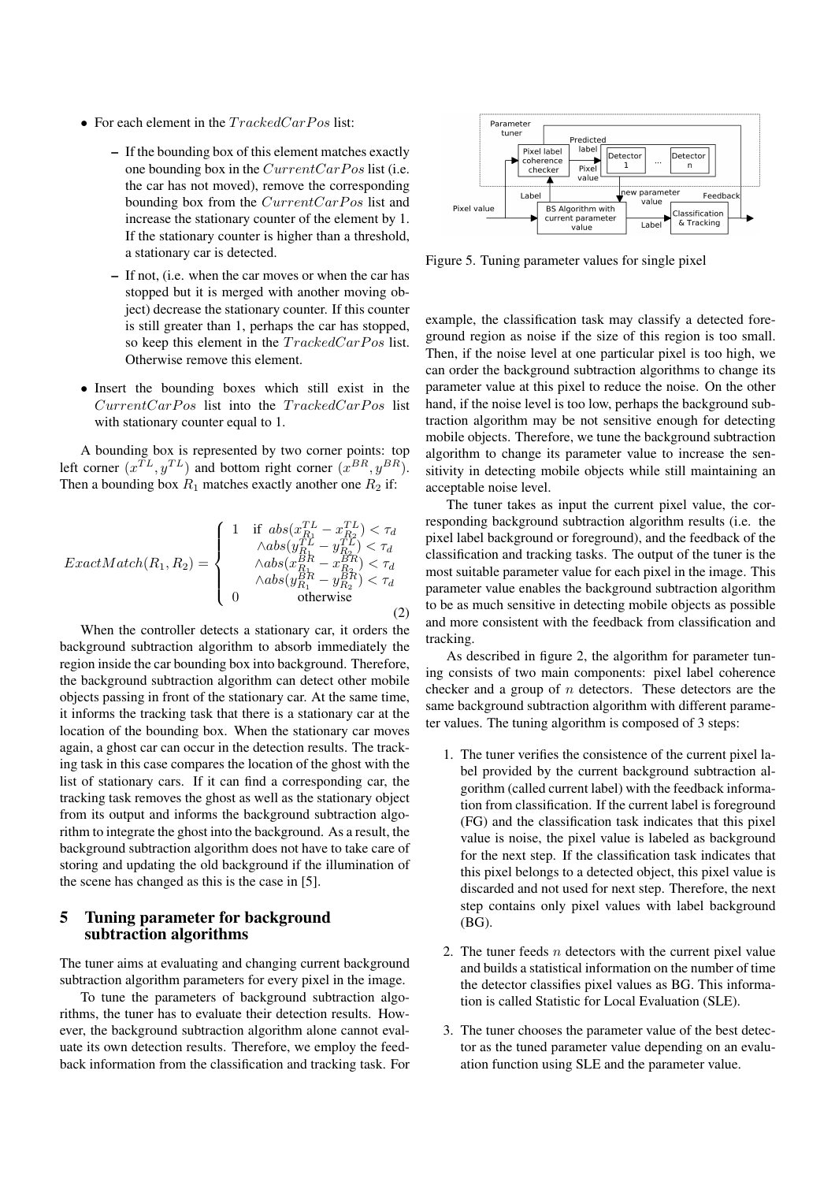- For each element in the $TrackedCarPos$ list:
  - If the bounding box of this element matches exactly one bounding box in the $CurrentCarPos$ list (i.e. the car has not moved), remove the corresponding bounding box from the $CurrentCarPos$ list and increase the stationary counter of the element by 1. If the stationary counter is higher than a threshold, a stationary car is detected.
  - If not, (i.e. when the car moves or when the car has stopped but it is merged with another moving object) decrease the stationary counter. If this counter is still greater than 1, perhaps the car has stopped, so keep this element in the $TrackedCarPos$ list. Otherwise remove this element.
- Insert the bounding boxes which still exist in the $CurrentCarPos$ list into the $TrackedCarPos$ list with stationary counter equal to 1.

A bounding box is represented by two corner points: top left corner $(x^{TL}, y^{TL})$ and bottom right corner $(x^{BR}, y^{BR})$. Then a bounding box $R_1$ matches exactly another one $R_2$ if:

$$ExactMatch(R_1, R_2) = \begin{cases} 1 & \text{if } abs(x^{TL}_{R_1} - x^{TL}_{R_2}) < \tau_d \\ & \wedge abs(y^{TL}_{R_1} - y^{TL}_{R_2}) < \tau_d \\ & \wedge abs(x^{BR}_{R_1} - x^{BR}_{R_2}) < \tau_d \\ & \wedge abs(y^{BR}_{R_1} - y^{BR}_{R_2}) < \tau_d \\ 0 & \text{otherwise} \end{cases} \quad (2)$$

When the controller detects a stationary car, it orders the background subtraction algorithm to absorb immediately the region inside the car bounding box into background. Therefore, the background subtraction algorithm can detect other mobile objects passing in front of the stationary car. At the same time, it informs the tracking task that there is a stationary car at the location of the bounding box. When the stationary car moves again, a ghost car can occur in the detection results. The tracking task in this case compares the location of the ghost with the list of stationary cars. If it can find a corresponding car, the tracking task removes the ghost as well as the stationary object from its output and informs the background subtraction algorithm to integrate the ghost into the background. As a result, the background subtraction algorithm does not have to take care of storing and updating the old background if the illumination of the scene has changed as this is the case in [5].

## 5 Tuning parameter for background subtraction algorithms

The tuner aims at evaluating and changing current background subtraction algorithm parameters for every pixel in the image.

To tune the parameters of background subtraction algorithms, the tuner has to evaluate their detection results. However, the background subtraction algorithm alone cannot evaluate its own detection results. Therefore, we employ the feedback information from the classification and tracking task. For example, the classification task may classify a detected foreground region as noise if the size of this region is too small. Then, if the noise level at one particular pixel is too high, we can order the background subtraction algorithms to change its parameter value at this pixel to reduce the noise. On the other hand, if the noise level is too low, perhaps the background subtraction algorithm may be not sensitive enough for detecting mobile objects. Therefore, we tune the background subtraction algorithm to change its parameter value to increase the sensitivity in detecting mobile objects while still maintaining an acceptable noise level.

Figure 5. Tuning parameter values for single pixel

The tuner takes as input the current pixel value, the corresponding background subtraction algorithm results (i.e. the pixel label background or foreground), and the feedback of the classification and tracking tasks. The output of the tuner is the most suitable parameter value for each pixel in the image. This parameter value enables the background subtraction algorithm to be as much sensitive in detecting mobile objects as possible and more consistent with the feedback from classification and tracking.

As described in figure 2, the algorithm for parameter tuning consists of two main components: pixel label coherence checker and a group of $n$ detectors. These detectors are the same background subtraction algorithm with different parameter values. The tuning algorithm is composed of 3 steps:

1. The tuner verifies the consistence of the current pixel label provided by the current background subtraction algorithm (called current label) with the feedback information from classification. If the current label is foreground (FG) and the classification task indicates that this pixel value is noise, the pixel value is labeled as background for the next step. If the classification task indicates that this pixel belongs to a detected object, this pixel value is discarded and not used for next step. Therefore, the next step contains only pixel values with label background (BG).
2. The tuner feeds $n$ detectors with the current pixel value and builds a statistical information on the number of time the detector classifies pixel values as BG. This information is called Statistic for Local Evaluation (SLE).
3. The tuner chooses the parameter value of the best detector as the tuned parameter value depending on an evaluation function using SLE and the parameter value.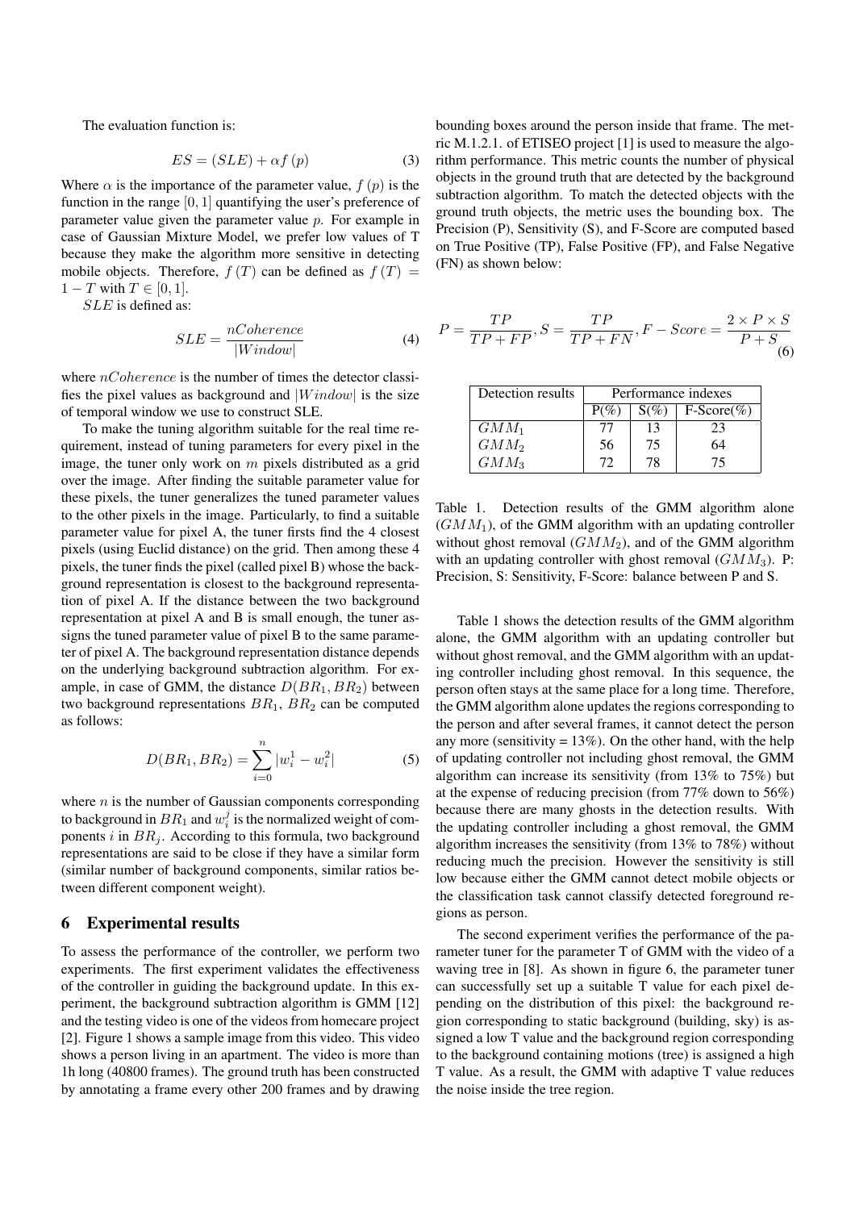The evaluation function is:

$$ES = (SLE) + \alpha f(p) \tag{3}$$

Where $\alpha$ is the importance of the parameter value, $f(p)$ is the function in the range $[0, 1]$ quantifying the user's preference of parameter value given the parameter value $p$. For example in case of Gaussian Mixture Model, we prefer low values of T because they make the algorithm more sensitive in detecting mobile objects. Therefore, $f(T)$ can be defined as $f(T) = 1 - T$ with $T \in [0, 1]$.

$SLE$ is defined as:

$$SLE = \frac{nCoherence}{|Window|} \tag{4}$$

where $nCoherence$ is the number of times the detector classifies the pixel values as background and $|Window|$ is the size of temporal window we use to construct SLE.

To make the tuning algorithm suitable for the real time requirement, instead of tuning parameters for every pixel in the image, the tuner only work on $m$ pixels distributed as a grid over the image. After finding the suitable parameter value for these pixels, the tuner generalizes the tuned parameter values to the other pixels in the image. Particularly, to find a suitable parameter value for pixel A, the tuner firsts find the 4 closest pixels (using Euclid distance) on the grid. Then among these 4 pixels, the tuner finds the pixel (called pixel B) whose the background representation is closest to the background representation of pixel A. If the distance between the two background representation at pixel A and B is small enough, the tuner assigns the tuned parameter value of pixel B to the same parameter of pixel A. The background representation distance depends on the underlying background subtraction algorithm. For example, in case of GMM, the distance $D(BR_1, BR_2)$ between two background representations $BR_1$, $BR_2$ can be computed as follows:

$$D(BR_1, BR_2) = \sum_{i=0}^{n} |w_i^1 - w_i^2| \tag{5}$$

where $n$ is the number of Gaussian components corresponding to background in $BR_1$ and $w_i^j$ is the normalized weight of components $i$ in $BR_j$. According to this formula, two background representations are said to be close if they have a similar form (similar number of background components, similar ratios between different component weight).

## 6 Experimental results

To assess the performance of the controller, we perform two experiments. The first experiment validates the effectiveness of the controller in guiding the background update. In this experiment, the background subtraction algorithm is GMM [12] and the testing video is one of the videos from homecare project [2]. Figure 1 shows a sample image from this video. This video shows a person living in an apartment. The video is more than 1h long (40800 frames). The ground truth has been constructed by annotating a frame every other 200 frames and by drawing bounding boxes around the person inside that frame. The metric M.1.2.1. of ETISEO project [1] is used to measure the algorithm performance. This metric counts the number of physical objects in the ground truth that are detected by the background subtraction algorithm. To match the detected objects with the ground truth objects, the metric uses the bounding box. The Precision (P), Sensitivity (S), and F-Score are computed based on True Positive (TP), False Positive (FP), and False Negative (FN) as shown below:

$$P = \frac{TP}{TP + FP}, S = \frac{TP}{TP + FN}, F - Score = \frac{2 \times P \times S}{P + S} \tag{6}$$

| Detection results | Performance indexes | | |
|---|---|---|---|
| | P(%) | S(%) | F-Score(%) |
| $GMM_1$ | 77 | 13 | 23 |
| $GMM_2$ | 56 | 75 | 64 |
| $GMM_3$ | 72 | 78 | 75 |

Table 1. Detection results of the GMM algorithm alone ($GMM_1$), of the GMM algorithm with an updating controller but without ghost removal ($GMM_2$), and of the GMM algorithm with an updating controller with ghost removal ($GMM_3$). P: Precision, S: Sensitivity, F-Score: balance between P and S.

Table 1 shows the detection results of the GMM algorithm alone, the GMM algorithm with an updating controller but without ghost removal, and the GMM algorithm with an updating controller including ghost removal. In this sequence, the person often stays at the same place for a long time. Therefore, the GMM algorithm alone updates the regions corresponding to the person and after several frames, it cannot detect the person any more (sensitivity = 13%). On the other hand, with the help of updating controller not including ghost removal, the GMM algorithm can increase its sensitivity (from 13% to 75%) but at the expense of reducing precision (from 77% down to 56%) because there are many ghosts in the detection results. With the updating controller including a ghost removal, the GMM algorithm increases the sensitivity (from 13% to 78%) without reducing much the precision. However the sensitivity is still low because either the GMM cannot detect mobile objects or the classification task cannot classify detected foreground regions as person.

The second experiment verifies the performance of the parameter tuner for the parameter T of GMM with the video of a waving tree in [8]. As shown in figure 6, the parameter tuner can successfully set up a suitable T value for each pixel depending on the distribution of this pixel: the background region corresponding to static background (building, sky) is assigned a low T value and the background region corresponding to the background containing motions (tree) is assigned a high T value. As a result, the GMM with adaptive T value reduces the noise inside the tree region.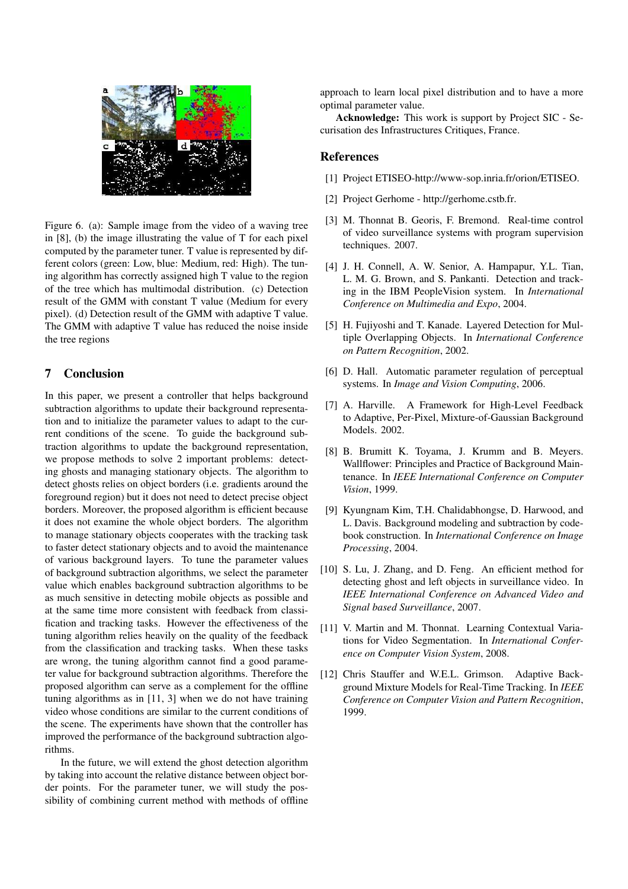Figure 6. (a): Sample image from the video of a waving tree in [8], (b) the image illustrating the value of T for each pixel computed by the parameter tuner. T value is represented by different colors (green: Low, blue: Medium, red: High). The tuning algorithm has correctly assigned high T value to the region of the tree which has multimodal distribution. (c) Detection result of the GMM with constant T value (Medium for every pixel). (d) Detection result of the GMM with adaptive T value. The GMM with adaptive T value has reduced the noise inside the tree regions

## 7 Conclusion

In this paper, we present a controller that helps background subtraction algorithms to update their background representation and to initialize the parameter values to adapt to the current conditions of the scene. To guide the background subtraction algorithms to update the background representation, we propose methods to solve 2 important problems: detecting ghosts and managing stationary objects. The algorithm to detect ghosts relies on object borders (i.e. gradients around the foreground region) but it does not need to detect precise object borders. Moreover, the proposed algorithm is efficient because it does not examine the whole object borders. The algorithm to manage stationary objects cooperates with the tracking task to faster detect stationary objects and to avoid the maintenance of various background layers. To tune the parameter values of background subtraction algorithms, we select the parameter value which enables background subtraction algorithms to be as much sensitive in detecting mobile objects as possible and at the same time more consistent with feedback from classification and tracking tasks. However the effectiveness of the tuning algorithm relies heavily on the quality of the feedback from the classification and tracking tasks. When these tasks are wrong, the tuning algorithm cannot find a good parameter value for background subtraction algorithms. Therefore the proposed algorithm can serve as a complement for the offline tuning algorithms as in [11, 3] when we do not have training video whose conditions are similar to the current conditions of the scene. The experiments have shown that the controller has improved the performance of the background subtraction algorithms.

In the future, we will extend the ghost detection algorithm by taking into account the relative distance between object border points. For the parameter tuner, we will study the possibility of combining current method with methods of offline approach to learn local pixel distribution and to have a more optimal parameter value.

**Acknowledge:** This work is support by Project SIC - Securisation des Infrastructures Critiques, France.

## References

[1] Project ETISEO-http://www-sop.inria.fr/orion/ETISEO.

[2] Project Gerhome - http://gerhome.cstb.fr.

[3] M. Thonnat B. Georis, F. Bremond. Real-time control of video surveillance systems with program supervision techniques. 2007.

[4] J. H. Connell, A. W. Senior, A. Hampapur, Y.L. Tian, L. M. G. Brown, and S. Pankanti. Detection and tracking in the IBM PeopleVision system. In *International Conference on Multimedia and Expo*, 2004.

[5] H. Fujiyoshi and T. Kanade. Layered Detection for Multiple Overlapping Objects. In *International Conference on Pattern Recognition*, 2002.

[6] D. Hall. Automatic parameter regulation of perceptual systems. In *Image and Vision Computing*, 2006.

[7] A. Harville. A Framework for High-Level Feedback to Adaptive, Per-Pixel, Mixture-of-Gaussian Background Models. 2002.

[8] B. Brumitt K. Toyama, J. Krumm and B. Meyers. Wallflower: Principles and Practice of Background Maintenance. In *IEEE International Conference on Computer Vision*, 1999.

[9] Kyungnam Kim, T.H. Chalidabhongse, D. Harwood, and L. Davis. Background modeling and subtraction by codebook construction. In *International Conference on Image Processing*, 2004.

[10] S. Lu, J. Zhang, and D. Feng. An efficient method for detecting ghost and left objects in surveillance video. In *IEEE International Conference on Advanced Video and Signal based Surveillance*, 2007.

[11] V. Martin and M. Thonnat. Learning Contextual Variations for Video Segmentation. In *International Conference on Computer Vision System*, 2008.

[12] Chris Stauffer and W.E.L. Grimson. Adaptive Background Mixture Models for Real-Time Tracking. In *IEEE Conference on Computer Vision and Pattern Recognition*, 1999.